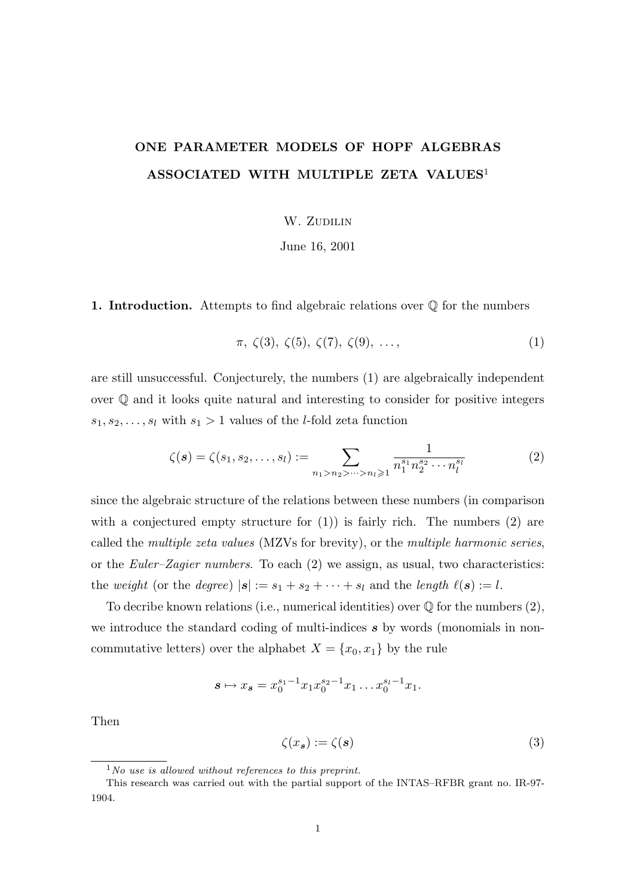# ONE PARAMETER MODELS OF HOPF ALGEBRAS ASSOCIATED WITH MULTIPLE ZETA VALUES[1]

W. Zudilin

June 16, 2001

**1. Introduction.** Attempts to find algebraic relations over $\mathbb{Q}$ for the numbers

$$\pi,\ \zeta(3),\ \zeta(5),\ \zeta(7),\ \zeta(9),\ \dots, \tag{1}$$

are still unsuccessful. Conjecturely, the numbers (1) are algebraically independent over $\mathbb{Q}$ and it looks quite natural and interesting to consider for positive integers $s_1, s_2, \dots, s_l$ with $s_1 > 1$ values of the $l$-fold zeta function

$$\zeta(\boldsymbol{s}) = \zeta(s_1, s_2, \dots, s_l) := \sum_{n_1 > n_2 > \dots > n_l \geqslant 1} \frac{1}{n_1^{s_1} n_2^{s_2} \cdots n_l^{s_l}} \tag{2}$$

since the algebraic structure of the relations between these numbers (in comparison with a conjectured empty structure for (1)) is fairly rich. The numbers (2) are called the *multiple zeta values* (MZVs for brevity), or the *multiple harmonic series*, or the *Euler–Zagier numbers*. To each (2) we assign, as usual, two characteristics: the *weight* (or the *degree*) $|\boldsymbol{s}| := s_1 + s_2 + \dots + s_l$ and the *length* $\ell(\boldsymbol{s}) := l$.

To decribe known relations (i.e., numerical identities) over $\mathbb{Q}$ for the numbers (2), we introduce the standard coding of multi-indices $\boldsymbol{s}$ by words (monomials in non-commutative letters) over the alphabet $X = \{x_0, x_1\}$ by the rule

$$\boldsymbol{s} \mapsto x_{\boldsymbol{s}} = x_0^{s_1-1} x_1 x_0^{s_2-1} x_1 \dots x_0^{s_l-1} x_1.$$

Then

$$\zeta(x_{\boldsymbol{s}}) := \zeta(\boldsymbol{s}) \tag{3}$$

---

[1] *No use is allowed without references to this preprint.*

This research was carried out with the partial support of the INTAS–RFBR grant no. IR-97-1904.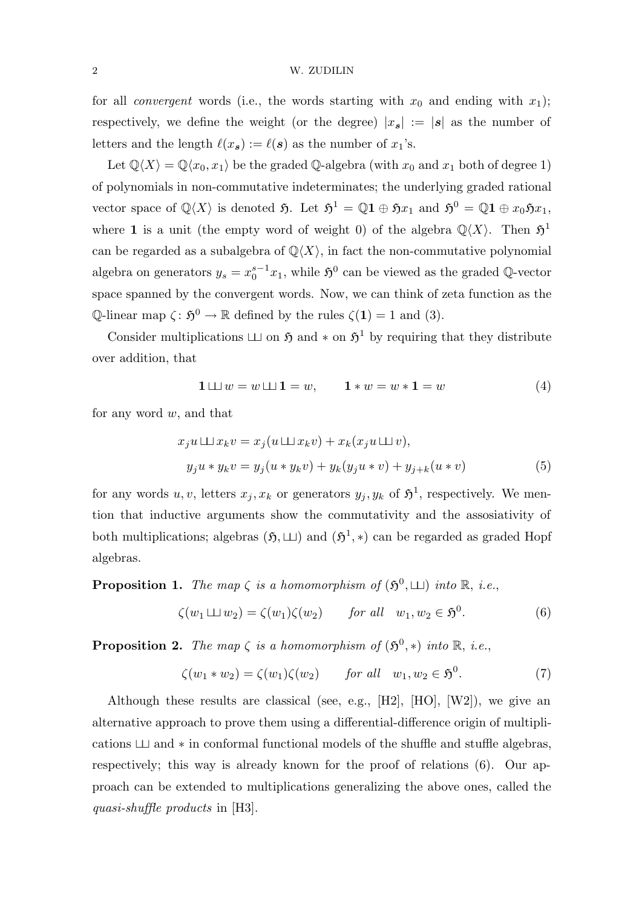for all *convergent* words (i.e., the words starting with $x_0$ and ending with $x_1$); respectively, we define the weight (or the degree) $|x_{\boldsymbol{s}}| := |\boldsymbol{s}|$ as the number of letters and the length $\ell(x_{\boldsymbol{s}}) := \ell(\boldsymbol{s})$ as the number of $x_1$'s.

Let $\mathbb{Q}\langle X\rangle = \mathbb{Q}\langle x_0, x_1\rangle$ be the graded $\mathbb{Q}$-algebra (with $x_0$ and $x_1$ both of degree 1) of polynomials in non-commutative indeterminates; the underlying graded rational vector space of $\mathbb{Q}\langle X\rangle$ is denoted $\mathfrak{H}$. Let $\mathfrak{H}^1 = \mathbb{Q}\mathbf{1} \oplus \mathfrak{H}x_1$ and $\mathfrak{H}^0 = \mathbb{Q}\mathbf{1} \oplus x_0\mathfrak{H}x_1$, where $\mathbf{1}$ is a unit (the empty word of weight 0) of the algebra $\mathbb{Q}\langle X\rangle$. Then $\mathfrak{H}^1$ can be regarded as a subalgebra of $\mathbb{Q}\langle X\rangle$, in fact the non-commutative polynomial algebra on generators $y_s = x_0^{s-1}x_1$, while $\mathfrak{H}^0$ can be viewed as the graded $\mathbb{Q}$-vector space spanned by the convergent words. Now, we can think of zeta function as the $\mathbb{Q}$-linear map $\zeta\colon \mathfrak{H}^0 \to \mathbb{R}$ defined by the rules $\zeta(\mathbf{1}) = 1$ and (3).

Consider multiplications $\sqcup\!\sqcup$ on $\mathfrak{H}$ and $*$ on $\mathfrak{H}^1$ by requiring that they distribute over addition, that

$$\mathbf{1} \sqcup\!\sqcup w = w \sqcup\!\sqcup \mathbf{1} = w, \qquad \mathbf{1} * w = w * \mathbf{1} = w \tag{4}$$

for any word $w$, and that

$$\begin{aligned} x_j u \sqcup\!\sqcup x_k v &= x_j(u \sqcup\!\sqcup x_k v) + x_k(x_j u \sqcup\!\sqcup v), \\ y_j u * y_k v &= y_j(u * y_k v) + y_k(y_j u * v) + y_{j+k}(u * v) \end{aligned} \tag{5}$$

for any words $u, v$, letters $x_j, x_k$ or generators $y_j, y_k$ of $\mathfrak{H}^1$, respectively. We mention that inductive arguments show the commutativity and the assosiativity of both multiplications; algebras $(\mathfrak{H}, \sqcup\!\sqcup)$ and $(\mathfrak{H}^1, *)$ can be regarded as graded Hopf algebras.

**Proposition 1.** *The map $\zeta$ is a homomorphism of $(\mathfrak{H}^0, \sqcup\!\sqcup)$ into $\mathbb{R}$, i.e.,*

$$\zeta(w_1 \sqcup\!\sqcup w_2) = \zeta(w_1)\zeta(w_2) \qquad \text{for all} \quad w_1, w_2 \in \mathfrak{H}^0. \tag{6}$$

**Proposition 2.** *The map $\zeta$ is a homomorphism of $(\mathfrak{H}^0, *)$ into $\mathbb{R}$, i.e.,*

$$\zeta(w_1 * w_2) = \zeta(w_1)\zeta(w_2) \qquad \text{for all} \quad w_1, w_2 \in \mathfrak{H}^0. \tag{7}$$

Although these results are classical (see, e.g., [H2], [HO], [W2]), we give an alternative approach to prove them using a differential-difference origin of multiplications $\sqcup\!\sqcup$ and $*$ in conformal functional models of the shuffle and stuffle algebras, respectively; this way is already known for the proof of relations (6). Our approach can be extended to multiplications generalizing the above ones, called the *quasi-shuffle products* in [H3].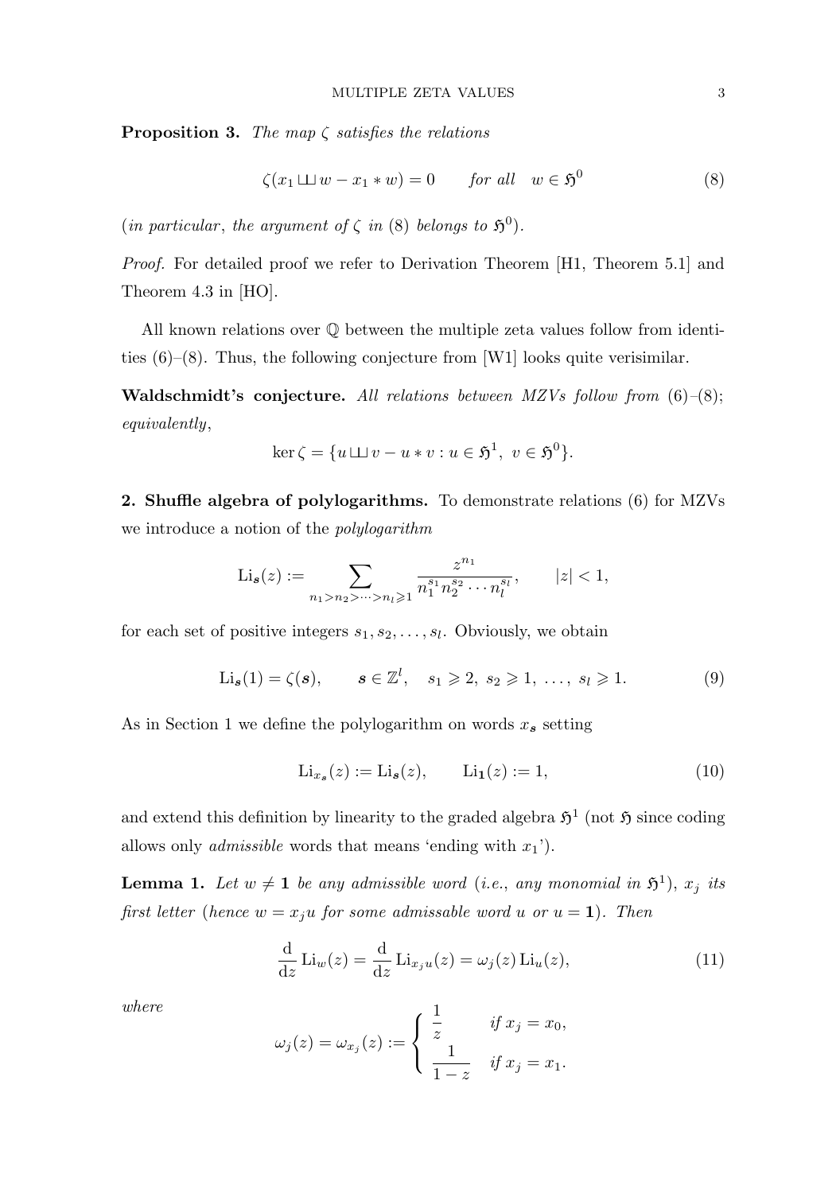**Proposition 3.** *The map $\zeta$ satisfies the relations*

$$\zeta(x_1 \sqcup\!\sqcup w - x_1 * w) = 0 \qquad \text{for all} \quad w \in \mathfrak{H}^0 \tag{8}$$

(*in particular, the argument of $\zeta$ in* (8) *belongs to $\mathfrak{H}^0$*).

*Proof.* For detailed proof we refer to Derivation Theorem [H1, Theorem 5.1] and Theorem 4.3 in [HO].

All known relations over $\mathbb{Q}$ between the multiple zeta values follow from identities (6)–(8). Thus, the following conjecture from [W1] looks quite verisimilar.

**Waldschmidt's conjecture.** *All relations between MZVs follow from* (6)–(8)*; equivalently*,

$$\ker \zeta = \{u \sqcup\!\sqcup v - u * v : u \in \mathfrak{H}^1, \ v \in \mathfrak{H}^0\}.$$

**2. Shuffle algebra of polylogarithms.** To demonstrate relations (6) for MZVs we introduce a notion of the *polylogarithm*

$$\operatorname{Li}_{\boldsymbol{s}}(z) := \sum_{n_1 > n_2 > \cdots > n_l \geqslant 1} \frac{z^{n_1}}{n_1^{s_1} n_2^{s_2} \cdots n_l^{s_l}}, \qquad |z| < 1,$$

for each set of positive integers $s_1, s_2, \ldots, s_l$. Obviously, we obtain

$$\operatorname{Li}_{\boldsymbol{s}}(1) = \zeta(\boldsymbol{s}), \qquad \boldsymbol{s} \in \mathbb{Z}^l, \quad s_1 \geqslant 2, \ s_2 \geqslant 1, \ \ldots, \ s_l \geqslant 1. \tag{9}$$

As in Section 1 we define the polylogarithm on words $x_{\boldsymbol{s}}$ setting

$$\operatorname{Li}_{x_{\boldsymbol{s}}}(z) := \operatorname{Li}_{\boldsymbol{s}}(z), \qquad \operatorname{Li}_{\mathbf{1}}(z) := 1, \tag{10}$$

and extend this definition by linearity to the graded algebra $\mathfrak{H}^1$ (not $\mathfrak{H}$ since coding allows only *admissible* words that means 'ending with $x_1$').

**Lemma 1.** *Let $w \neq \mathbf{1}$ be any admissible word* (*i.e., any monomial in $\mathfrak{H}^1$*), *$x_j$ its first letter* (*hence $w = x_j u$ for some admissable word $u$ or $u = \mathbf{1}$*). *Then*

$$\frac{\mathrm{d}}{\mathrm{d}z} \operatorname{Li}_w(z) = \frac{\mathrm{d}}{\mathrm{d}z} \operatorname{Li}_{x_j u}(z) = \omega_j(z) \operatorname{Li}_u(z), \tag{11}$$

*where*

$$\omega_j(z) = \omega_{x_j}(z) := \begin{cases} \dfrac{1}{z} & \text{if } x_j = x_0, \\[2mm] \dfrac{1}{1-z} & \text{if } x_j = x_1. \end{cases}$$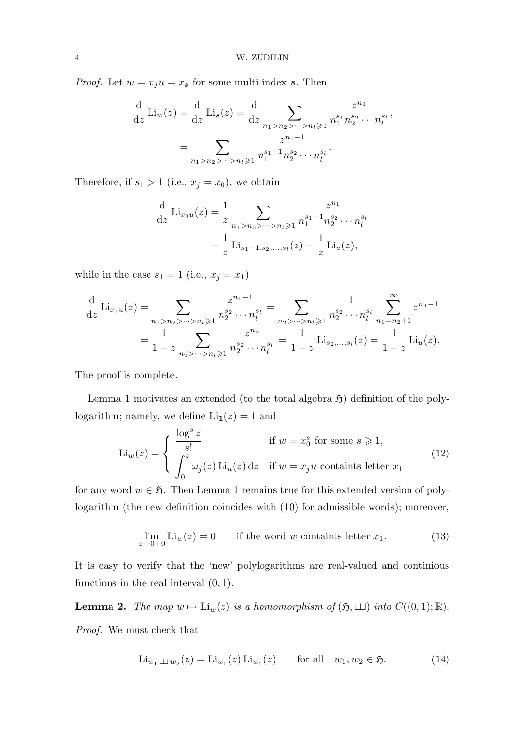*Proof.* Let $w = x_j u = x_{\boldsymbol{s}}$ for some multi-index $\boldsymbol{s}$. Then

$$\begin{aligned}
\frac{\mathrm{d}}{\mathrm{d}z}\operatorname{Li}_w(z) = \frac{\mathrm{d}}{\mathrm{d}z}\operatorname{Li}_{\boldsymbol{s}}(z) &= \frac{\mathrm{d}}{\mathrm{d}z}\sum_{n_1>n_2>\dots>n_l\geqslant 1}\frac{z^{n_1}}{n_1^{s_1}n_2^{s_2}\cdots n_l^{s_l}}, \\
&= \sum_{n_1>n_2>\dots>n_l\geqslant 1}\frac{z^{n_1-1}}{n_1^{s_1-1}n_2^{s_2}\cdots n_l^{s_l}}.
\end{aligned}$$

Therefore, if $s_1 > 1$ (i.e., $x_j = x_0$), we obtain

$$\begin{aligned}
\frac{\mathrm{d}}{\mathrm{d}z}\operatorname{Li}_{x_0 u}(z) &= \frac{1}{z}\sum_{n_1>n_2>\dots>n_l\geqslant 1}\frac{z^{n_1}}{n_1^{s_1-1}n_2^{s_2}\cdots n_l^{s_l}} \\
&= \frac{1}{z}\operatorname{Li}_{s_1-1,s_2,\dots,s_l}(z) = \frac{1}{z}\operatorname{Li}_u(z),
\end{aligned}$$

while in the case $s_1 = 1$ (i.e., $x_j = x_1$)

$$\begin{aligned}
\frac{\mathrm{d}}{\mathrm{d}z}\operatorname{Li}_{x_1 u}(z) &= \sum_{n_1>n_2>\dots>n_l\geqslant 1}\frac{z^{n_1-1}}{n_2^{s_2}\cdots n_l^{s_l}} = \sum_{n_2>\dots>n_l\geqslant 1}\frac{1}{n_2^{s_2}\cdots n_l^{s_l}}\sum_{n_1=n_2+1}^{\infty} z^{n_1-1} \\
&= \frac{1}{1-z}\sum_{n_2>\dots>n_l\geqslant 1}\frac{z^{n_2}}{n_2^{s_2}\cdots n_l^{s_l}} = \frac{1}{1-z}\operatorname{Li}_{s_2,\dots,s_l}(z) = \frac{1}{1-z}\operatorname{Li}_u(z).
\end{aligned}$$

The proof is complete.

Lemma 1 motivates an extended (to the total algebra $\mathfrak{H}$) definition of the polylogarithm; namely, we define $\operatorname{Li}_{\mathbf{1}}(z) = 1$ and

$$\operatorname{Li}_w(z) = \begin{cases} \dfrac{\log^s z}{s!} & \text{if } w = x_0^s \text{ for some } s \geqslant 1, \\ \displaystyle\int_0^z \omega_j(z)\operatorname{Li}_u(z)\,\mathrm{d}z & \text{if } w = x_j u \text{ containts letter } x_1 \end{cases} \tag{12}$$

for any word $w \in \mathfrak{H}$. Then Lemma 1 remains true for this extended version of polylogarithm (the new definition coincides with (10) for admissible words); moreover,

$$\lim_{z\to 0+0}\operatorname{Li}_w(z) = 0 \qquad \text{if the word } w \text{ containts letter } x_1. \tag{13}$$

It is easy to verify that the 'new' polylogarithms are real-valued and continious functions in the real interval $(0,1)$.

**Lemma 2.** *The map $w \mapsto \operatorname{Li}_w(z)$ is a homomorphism of $(\mathfrak{H}, ш)$ into $C((0,1);\mathbb{R})$.*

*Proof.* We must check that

$$\operatorname{Li}_{w_1 ш\, w_2}(z) = \operatorname{Li}_{w_1}(z)\operatorname{Li}_{w_2}(z) \qquad \text{for all} \quad w_1, w_2 \in \mathfrak{H}. \tag{14}$$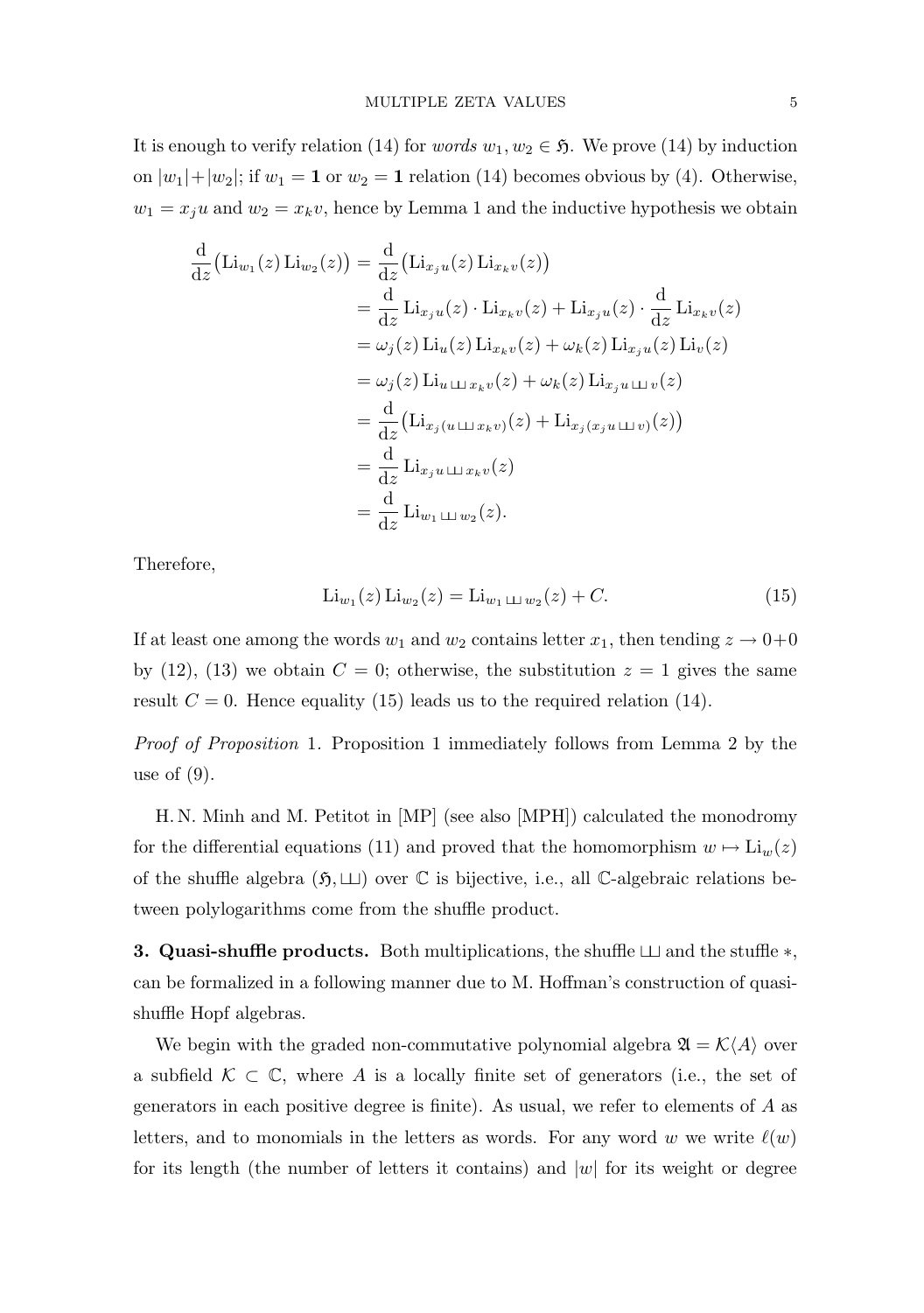It is enough to verify relation (14) for *words* $w_1, w_2 \in \mathfrak{H}$. We prove (14) by induction on $|w_1|+|w_2|$; if $w_1 = \mathbf{1}$ or $w_2 = \mathbf{1}$ relation (14) becomes obvious by (4). Otherwise, $w_1 = x_j u$ and $w_2 = x_k v$, hence by Lemma 1 and the inductive hypothesis we obtain

$$
\begin{aligned}
\frac{\mathrm{d}}{\mathrm{d}z}\bigl(\mathrm{Li}_{w_1}(z)\,\mathrm{Li}_{w_2}(z)\bigr) &= \frac{\mathrm{d}}{\mathrm{d}z}\bigl(\mathrm{Li}_{x_j u}(z)\,\mathrm{Li}_{x_k v}(z)\bigr) \\
&= \frac{\mathrm{d}}{\mathrm{d}z}\,\mathrm{Li}_{x_j u}(z)\cdot \mathrm{Li}_{x_k v}(z) + \mathrm{Li}_{x_j u}(z)\cdot \frac{\mathrm{d}}{\mathrm{d}z}\,\mathrm{Li}_{x_k v}(z) \\
&= \omega_j(z)\,\mathrm{Li}_u(z)\,\mathrm{Li}_{x_k v}(z) + \omega_k(z)\,\mathrm{Li}_{x_j u}(z)\,\mathrm{Li}_v(z) \\
&= \omega_j(z)\,\mathrm{Li}_{u \,\sqcup\!\sqcup\, x_k v}(z) + \omega_k(z)\,\mathrm{Li}_{x_j u \,\sqcup\!\sqcup\, v}(z) \\
&= \frac{\mathrm{d}}{\mathrm{d}z}\bigl(\mathrm{Li}_{x_j(u \,\sqcup\!\sqcup\, x_k v)}(z) + \mathrm{Li}_{x_j(x_j u \,\sqcup\!\sqcup\, v)}(z)\bigr) \\
&= \frac{\mathrm{d}}{\mathrm{d}z}\,\mathrm{Li}_{x_j u \,\sqcup\!\sqcup\, x_k v}(z) \\
&= \frac{\mathrm{d}}{\mathrm{d}z}\,\mathrm{Li}_{w_1 \,\sqcup\!\sqcup\, w_2}(z).
\end{aligned}
$$

Therefore,

$$
\mathrm{Li}_{w_1}(z)\,\mathrm{Li}_{w_2}(z) = \mathrm{Li}_{w_1 \,\sqcup\!\sqcup\, w_2}(z) + C. \tag{15}
$$

If at least one among the words $w_1$ and $w_2$ contains letter $x_1$, then tending $z \to 0+0$ by (12), (13) we obtain $C = 0$; otherwise, the substitution $z = 1$ gives the same result $C = 0$. Hence equality (15) leads us to the required relation (14).

*Proof of Proposition* 1. Proposition 1 immediately follows from Lemma 2 by the use of (9).

H. N. Minh and M. Petitot in [MP] (see also [MPH]) calculated the monodromy for the differential equations (11) and proved that the homomorphism $w \mapsto \mathrm{Li}_w(z)$ of the shuffle algebra $(\mathfrak{H}, \sqcup\!\sqcup)$ over $\mathbb{C}$ is bijective, i.e., all $\mathbb{C}$-algebraic relations between polylogarithms come from the shuffle product.

**3. Quasi-shuffle products.** Both multiplications, the shuffle $\sqcup\!\sqcup$ and the stuffle $*$, can be formalized in a following manner due to M. Hoffman's construction of quasi-shuffle Hopf algebras.

We begin with the graded non-commutative polynomial algebra $\mathfrak{A} = \mathcal{K}\langle A\rangle$ over a subfield $\mathcal{K} \subset \mathbb{C}$, where $A$ is a locally finite set of generators (i.e., the set of generators in each positive degree is finite). As usual, we refer to elements of $A$ as letters, and to monomials in the letters as words. For any word $w$ we write $\ell(w)$ for its length (the number of letters it contains) and $|w|$ for its weight or degree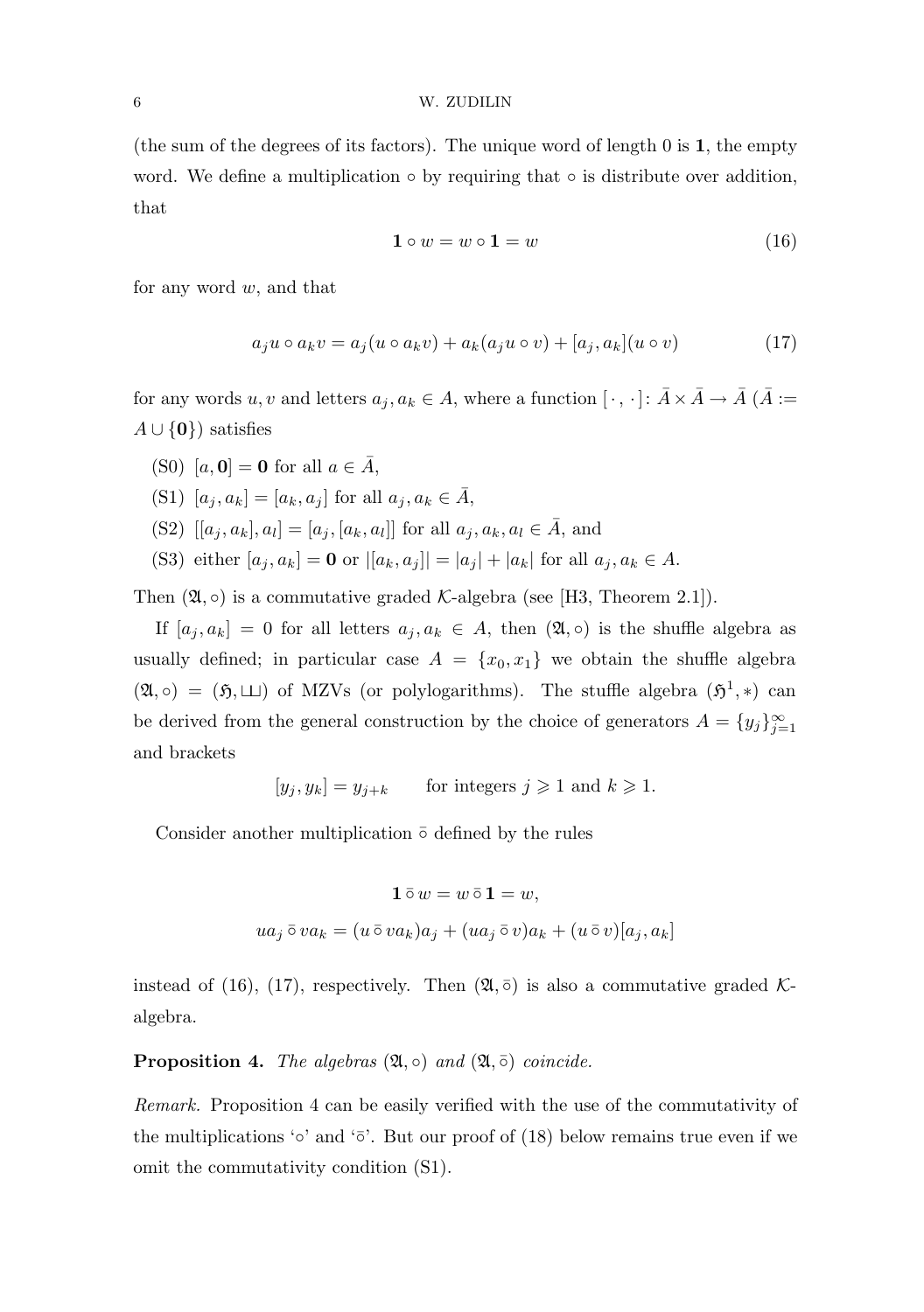(the sum of the degrees of its factors). The unique word of length 0 is $\mathbf{1}$, the empty word. We define a multiplication $\circ$ by requiring that $\circ$ is distribute over addition, that

$$\mathbf{1} \circ w = w \circ \mathbf{1} = w \tag{16}$$

for any word $w$, and that

$$a_j u \circ a_k v = a_j(u \circ a_k v) + a_k(a_j u \circ v) + [a_j, a_k](u \circ v) \tag{17}$$

for any words $u, v$ and letters $a_j, a_k \in A$, where a function $[\,\cdot\,,\,\cdot\,]\colon \bar{A} \times \bar{A} \to \bar{A}$ ($\bar{A} := A \cup \{\mathbf{0}\}$) satisfies

- (S0) $[a, \mathbf{0}] = \mathbf{0}$ for all $a \in \bar{A}$,
- (S1) $[a_j, a_k] = [a_k, a_j]$ for all $a_j, a_k \in \bar{A}$,
- (S2) $[[a_j, a_k], a_l] = [a_j, [a_k, a_l]]$ for all $a_j, a_k, a_l \in \bar{A}$, and
- (S3) either $[a_j, a_k] = \mathbf{0}$ or $|[a_k, a_j]| = |a_j| + |a_k|$ for all $a_j, a_k \in A$.

Then $(\mathfrak{A}, \circ)$ is a commutative graded $\mathcal{K}$-algebra (see [H3, Theorem 2.1]).

If $[a_j, a_k] = 0$ for all letters $a_j, a_k \in A$, then $(\mathfrak{A}, \circ)$ is the shuffle algebra as usually defined; in particular case $A = \{x_0, x_1\}$ we obtain the shuffle algebra $(\mathfrak{A}, \circ) = (\mathfrak{H}, \sqcup\!\sqcup)$ of MZVs (or polylogarithms). The stuffle algebra $(\mathfrak{H}^1, *)$ can be derived from the general construction by the choice of generators $A = \{y_j\}_{j=1}^{\infty}$ and brackets

$$[y_j, y_k] = y_{j+k} \qquad \text{for integers } j \geqslant 1 \text{ and } k \geqslant 1.$$

Consider another multiplication $\bar{\circ}$ defined by the rules

$$\mathbf{1} \,\bar{\circ}\, w = w \,\bar{\circ}\, \mathbf{1} = w,$$

$$u a_j \,\bar{\circ}\, v a_k = (u \,\bar{\circ}\, v a_k) a_j + (u a_j \,\bar{\circ}\, v) a_k + (u \,\bar{\circ}\, v)[a_j, a_k]$$

instead of (16), (17), respectively. Then $(\mathfrak{A}, \bar{\circ})$ is also a commutative graded $\mathcal{K}$-algebra.

**Proposition 4.** *The algebras $(\mathfrak{A}, \circ)$ and $(\mathfrak{A}, \bar{\circ})$ coincide.*

*Remark.* Proposition 4 can be easily verified with the use of the commutativity of the multiplications '$\circ$' and '$\bar{\circ}$'. But our proof of (18) below remains true even if we omit the commutativity condition (S1).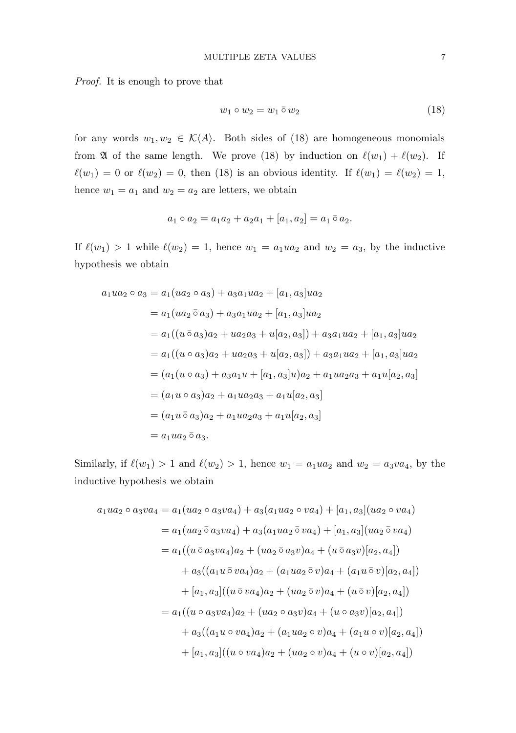*Proof.* It is enough to prove that

$$w_1 \circ w_2 = w_1 \mathbin{\bar{\circ}} w_2 \tag{18}$$

for any words $w_1, w_2 \in \mathcal{K}\langle A \rangle$. Both sides of (18) are homogeneous monomials from $\mathfrak{A}$ of the same length. We prove (18) by induction on $\ell(w_1) + \ell(w_2)$. If $\ell(w_1) = 0$ or $\ell(w_2) = 0$, then (18) is an obvious identity. If $\ell(w_1) = \ell(w_2) = 1$, hence $w_1 = a_1$ and $w_2 = a_2$ are letters, we obtain

$$a_1 \circ a_2 = a_1 a_2 + a_2 a_1 + [a_1, a_2] = a_1 \mathbin{\bar{\circ}} a_2.$$

If $\ell(w_1) > 1$ while $\ell(w_2) = 1$, hence $w_1 = a_1 u a_2$ and $w_2 = a_3$, by the inductive hypothesis we obtain

$$\begin{aligned}
a_1 u a_2 \circ a_3 &= a_1(u a_2 \circ a_3) + a_3 a_1 u a_2 + [a_1, a_3] u a_2 \\
&= a_1(u a_2 \mathbin{\bar{\circ}} a_3) + a_3 a_1 u a_2 + [a_1, a_3] u a_2 \\
&= a_1((u \mathbin{\bar{\circ}} a_3) a_2 + u a_2 a_3 + u[a_2, a_3]) + a_3 a_1 u a_2 + [a_1, a_3] u a_2 \\
&= a_1((u \circ a_3) a_2 + u a_2 a_3 + u[a_2, a_3]) + a_3 a_1 u a_2 + [a_1, a_3] u a_2 \\
&= (a_1(u \circ a_3) + a_3 a_1 u + [a_1, a_3] u) a_2 + a_1 u a_2 a_3 + a_1 u [a_2, a_3] \\
&= (a_1 u \circ a_3) a_2 + a_1 u a_2 a_3 + a_1 u [a_2, a_3] \\
&= (a_1 u \mathbin{\bar{\circ}} a_3) a_2 + a_1 u a_2 a_3 + a_1 u [a_2, a_3] \\
&= a_1 u a_2 \mathbin{\bar{\circ}} a_3.
\end{aligned}$$

Similarly, if $\ell(w_1) > 1$ and $\ell(w_2) > 1$, hence $w_1 = a_1 u a_2$ and $w_2 = a_3 v a_4$, by the inductive hypothesis we obtain

$$\begin{aligned}
a_1 u a_2 \circ a_3 v a_4 &= a_1(u a_2 \circ a_3 v a_4) + a_3(a_1 u a_2 \circ v a_4) + [a_1, a_3](u a_2 \circ v a_4) \\
&= a_1(u a_2 \mathbin{\bar{\circ}} a_3 v a_4) + a_3(a_1 u a_2 \mathbin{\bar{\circ}} v a_4) + [a_1, a_3](u a_2 \mathbin{\bar{\circ}} v a_4) \\
&= a_1((u \mathbin{\bar{\circ}} a_3 v a_4) a_2 + (u a_2 \mathbin{\bar{\circ}} a_3 v) a_4 + (u \mathbin{\bar{\circ}} a_3 v)[a_2, a_4]) \\
&\quad + a_3((a_1 u \mathbin{\bar{\circ}} v a_4) a_2 + (a_1 u a_2 \mathbin{\bar{\circ}} v) a_4 + (a_1 u \mathbin{\bar{\circ}} v)[a_2, a_4]) \\
&\quad + [a_1, a_3]((u \mathbin{\bar{\circ}} v a_4) a_2 + (u a_2 \mathbin{\bar{\circ}} v) a_4 + (u \mathbin{\bar{\circ}} v)[a_2, a_4]) \\
&= a_1((u \circ a_3 v a_4) a_2 + (u a_2 \circ a_3 v) a_4 + (u \circ a_3 v)[a_2, a_4]) \\
&\quad + a_3((a_1 u \circ v a_4) a_2 + (a_1 u a_2 \circ v) a_4 + (a_1 u \circ v)[a_2, a_4]) \\
&\quad + [a_1, a_3]((u \circ v a_4) a_2 + (u a_2 \circ v) a_4 + (u \circ v)[a_2, a_4])
\end{aligned}$$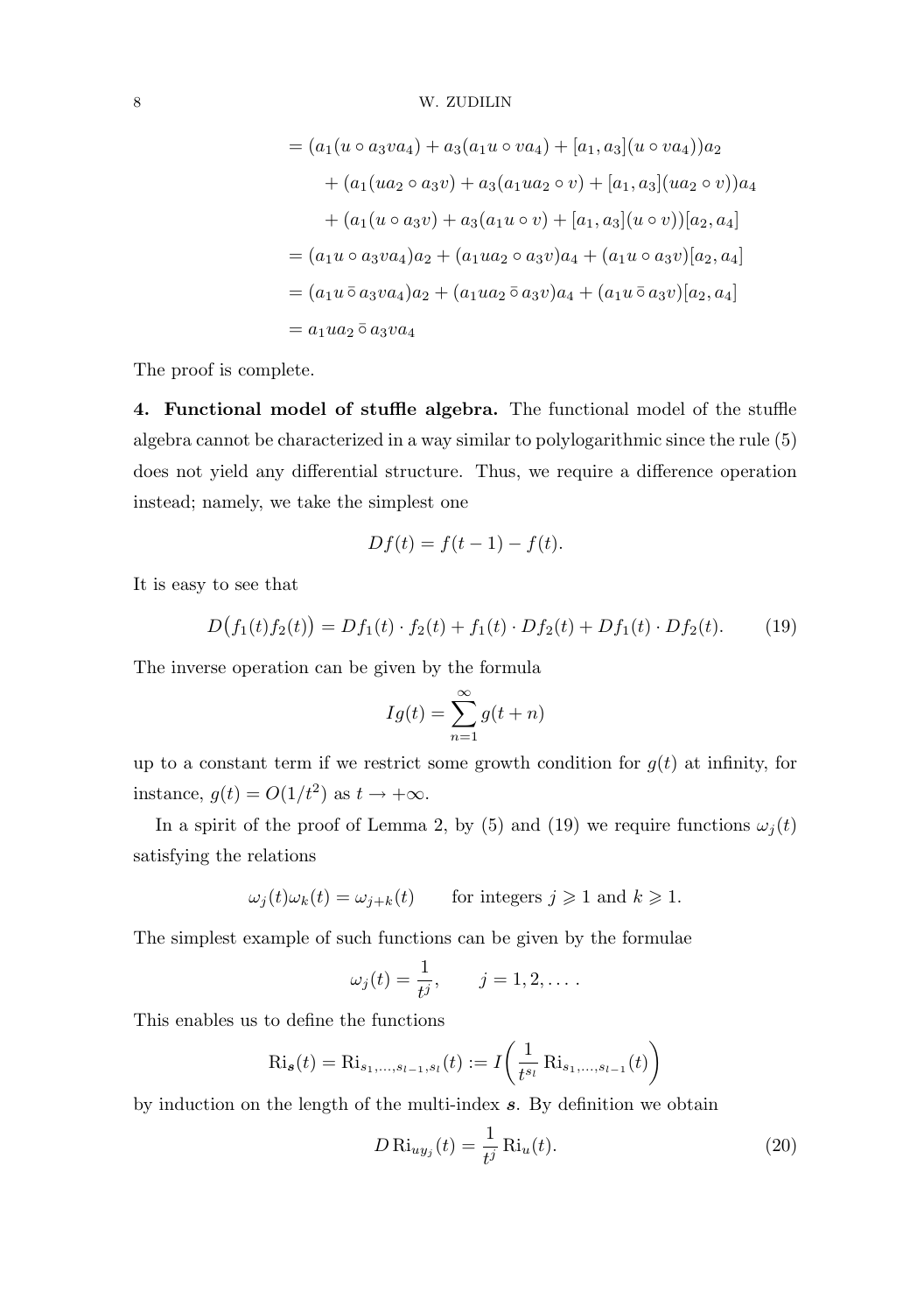$$
\begin{aligned}
&= (a_1(u \circ a_3 v a_4) + a_3(a_1 u \circ v a_4) + [a_1, a_3](u \circ v a_4))a_2 \\
&\quad + (a_1(u a_2 \circ a_3 v) + a_3(a_1 u a_2 \circ v) + [a_1, a_3](u a_2 \circ v))a_4 \\
&\quad + (a_1(u \circ a_3 v) + a_3(a_1 u \circ v) + [a_1, a_3](u \circ v))[a_2, a_4] \\
&= (a_1 u \circ a_3 v a_4)a_2 + (a_1 u a_2 \circ a_3 v)a_4 + (a_1 u \circ a_3 v)[a_2, a_4] \\
&= (a_1 u \mathbin{\bar\circ} a_3 v a_4)a_2 + (a_1 u a_2 \mathbin{\bar\circ} a_3 v)a_4 + (a_1 u \mathbin{\bar\circ} a_3 v)[a_2, a_4] \\
&= a_1 u a_2 \mathbin{\bar\circ} a_3 v a_4
\end{aligned}
$$

The proof is complete.

**4. Functional model of stuffle algebra.** The functional model of the stuffle algebra cannot be characterized in a way similar to polylogarithmic since the rule (5) does not yield any differential structure. Thus, we require a difference operation instead; namely, we take the simplest one

$$
Df(t) = f(t-1) - f(t).
$$

It is easy to see that

$$
D\big(f_1(t)f_2(t)\big) = Df_1(t)\cdot f_2(t) + f_1(t)\cdot Df_2(t) + Df_1(t)\cdot Df_2(t). \tag{19}
$$

The inverse operation can be given by the formula

$$
Ig(t) = \sum_{n=1}^{\infty} g(t+n)
$$

up to a constant term if we restrict some growth condition for $g(t)$ at infinity, for instance, $g(t) = O(1/t^2)$ as $t \to +\infty$.

In a spirit of the proof of Lemma 2, by (5) and (19) we require functions $\omega_j(t)$ satisfying the relations

$$
\omega_j(t)\omega_k(t) = \omega_{j+k}(t) \qquad \text{for integers } j \geqslant 1 \text{ and } k \geqslant 1.
$$

The simplest example of such functions can be given by the formulae

$$
\omega_j(t) = \frac{1}{t^j}, \qquad j = 1, 2, \dots .
$$

This enables us to define the functions

$$
\operatorname{Ri}_{\boldsymbol{s}}(t) = \operatorname{Ri}_{s_1,\dots,s_{l-1},s_l}(t) := I\bigg(\frac{1}{t^{s_l}}\operatorname{Ri}_{s_1,\dots,s_{l-1}}(t)\bigg)
$$

by induction on the length of the multi-index $\boldsymbol{s}$. By definition we obtain

$$
D\operatorname{Ri}_{uy_j}(t) = \frac{1}{t^j}\operatorname{Ri}_u(t). \tag{20}
$$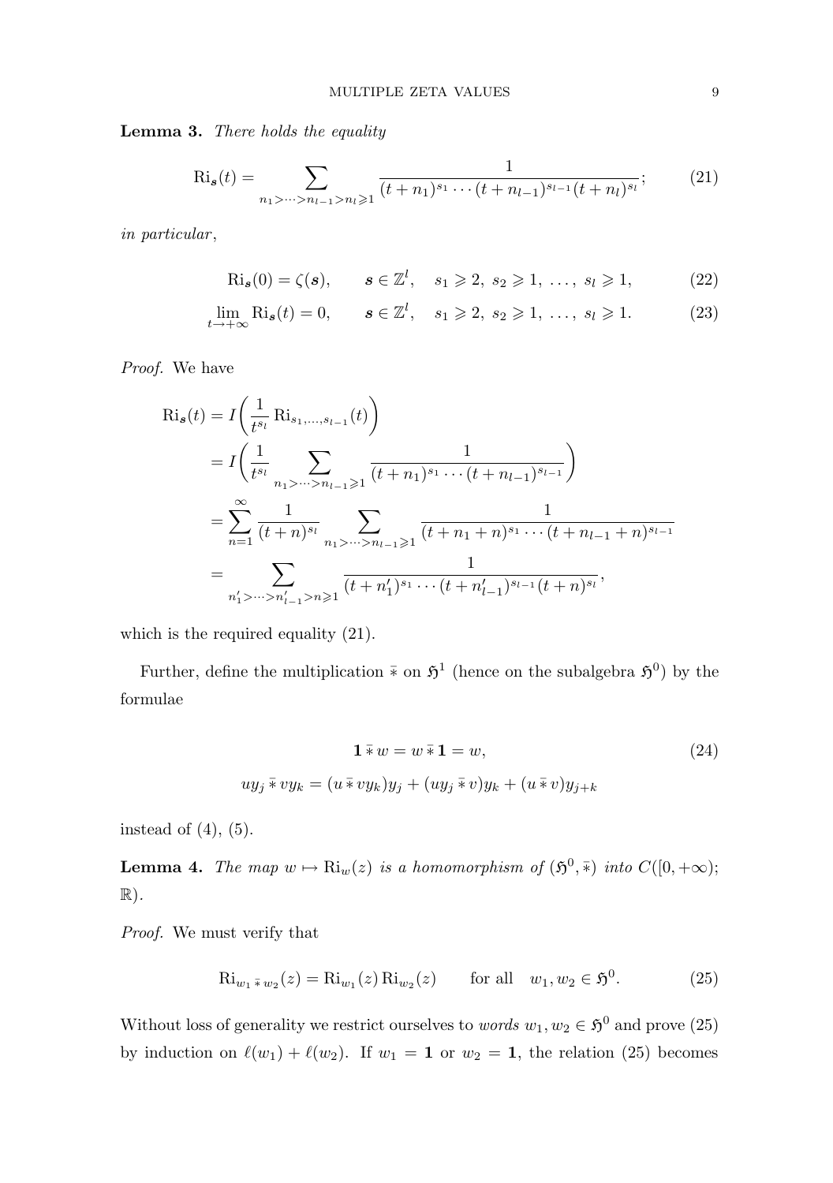**Lemma 3.** *There holds the equality*

$$\mathrm{Ri}_{\boldsymbol{s}}(t) = \sum_{n_1 > \cdots > n_{l-1} > n_l \geqslant 1} \frac{1}{(t+n_1)^{s_1} \cdots (t+n_{l-1})^{s_{l-1}} (t+n_l)^{s_l}}; \tag{21}$$

*in particular*,

$$\mathrm{Ri}_{\boldsymbol{s}}(0) = \zeta(\boldsymbol{s}), \qquad \boldsymbol{s} \in \mathbb{Z}^l, \quad s_1 \geqslant 2, \ s_2 \geqslant 1, \ \ldots, \ s_l \geqslant 1, \tag{22}$$

$$\lim_{t \to +\infty} \mathrm{Ri}_{\boldsymbol{s}}(t) = 0, \qquad \boldsymbol{s} \in \mathbb{Z}^l, \quad s_1 \geqslant 2, \ s_2 \geqslant 1, \ \ldots, \ s_l \geqslant 1. \tag{23}$$

*Proof.* We have

$$\begin{aligned}
\mathrm{Ri}_{\boldsymbol{s}}(t) &= I\biggl(\frac{1}{t^{s_l}} \mathrm{Ri}_{s_1,\ldots,s_{l-1}}(t)\biggr) \\
&= I\biggl(\frac{1}{t^{s_l}} \sum_{n_1 > \cdots > n_{l-1} \geqslant 1} \frac{1}{(t+n_1)^{s_1} \cdots (t+n_{l-1})^{s_{l-1}}}\biggr) \\
&= \sum_{n=1}^{\infty} \frac{1}{(t+n)^{s_l}} \sum_{n_1 > \cdots > n_{l-1} \geqslant 1} \frac{1}{(t+n_1+n)^{s_1} \cdots (t+n_{l-1}+n)^{s_{l-1}}} \\
&= \sum_{n'_1 > \cdots > n'_{l-1} > n \geqslant 1} \frac{1}{(t+n'_1)^{s_1} \cdots (t+n'_{l-1})^{s_{l-1}} (t+n)^{s_l}},
\end{aligned}$$

which is the required equality (21).

Further, define the multiplication $\bar{*}$ on $\mathfrak{H}^1$ (hence on the subalgebra $\mathfrak{H}^0$) by the formulae

$$\begin{gathered}
\mathbf{1} \,\bar{*}\, w = w \,\bar{*}\, \mathbf{1} = w, \\
u y_j \,\bar{*}\, v y_k = (u \,\bar{*}\, v y_k) y_j + (u y_j \,\bar{*}\, v) y_k + (u \,\bar{*}\, v) y_{j+k}
\end{gathered} \tag{24}$$

instead of (4), (5).

**Lemma 4.** *The map $w \mapsto \mathrm{Ri}_w(z)$ is a homomorphism of $(\mathfrak{H}^0, \bar{*})$ into $C([0,+\infty);\mathbb{R})$.*

*Proof.* We must verify that

$$\mathrm{Ri}_{w_1 \,\bar{*}\, w_2}(z) = \mathrm{Ri}_{w_1}(z) \, \mathrm{Ri}_{w_2}(z) \qquad \text{for all} \quad w_1, w_2 \in \mathfrak{H}^0. \tag{25}$$

Without loss of generality we restrict ourselves to *words* $w_1, w_2 \in \mathfrak{H}^0$ and prove (25) by induction on $\ell(w_1) + \ell(w_2)$. If $w_1 = \mathbf{1}$ or $w_2 = \mathbf{1}$, the relation (25) becomes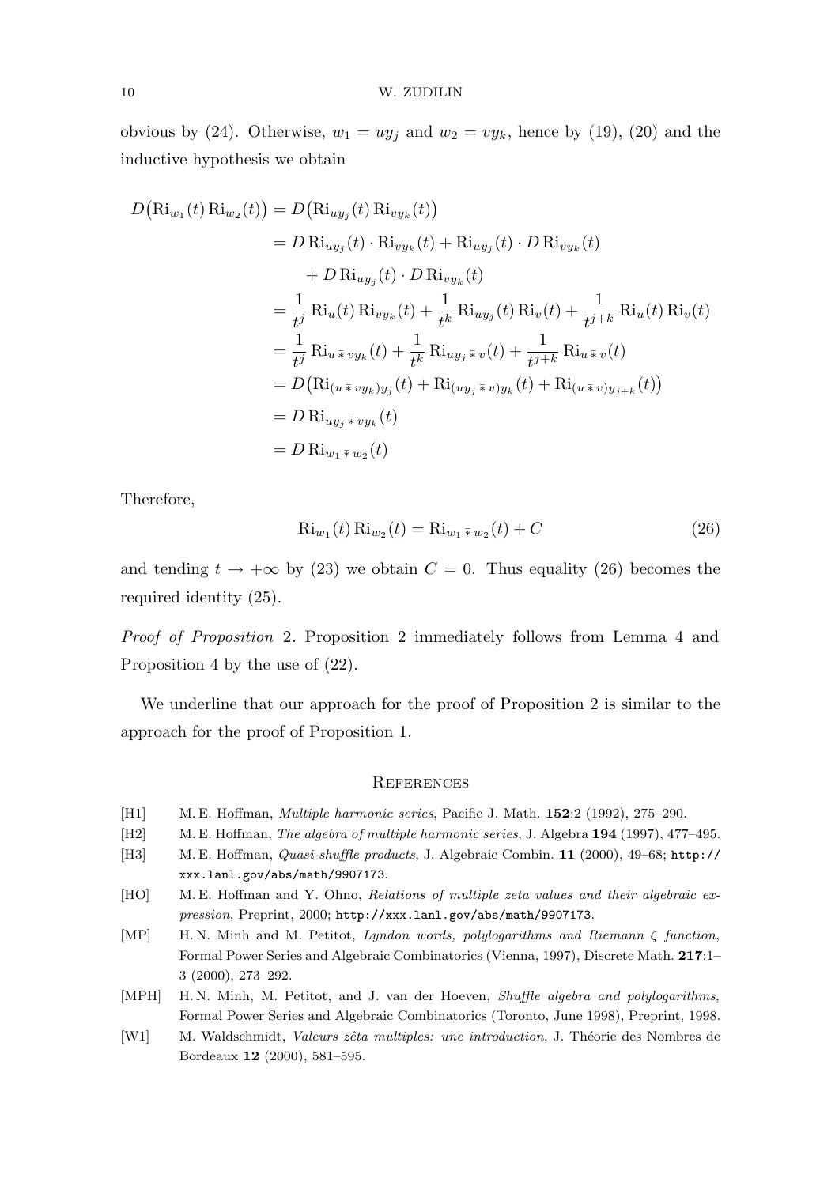obvious by (24). Otherwise, $w_1 = uy_j$ and $w_2 = vy_k$, hence by (19), (20) and the inductive hypothesis we obtain

$$
\begin{aligned}
D\big(\mathrm{Ri}_{w_1}(t)\,\mathrm{Ri}_{w_2}(t)\big) &= D\big(\mathrm{Ri}_{uy_j}(t)\,\mathrm{Ri}_{vy_k}(t)\big) \\
&= D\,\mathrm{Ri}_{uy_j}(t)\cdot \mathrm{Ri}_{vy_k}(t) + \mathrm{Ri}_{uy_j}(t)\cdot D\,\mathrm{Ri}_{vy_k}(t) \\
&\qquad + D\,\mathrm{Ri}_{uy_j}(t)\cdot D\,\mathrm{Ri}_{vy_k}(t) \\
&= \frac{1}{t^j}\,\mathrm{Ri}_u(t)\,\mathrm{Ri}_{vy_k}(t) + \frac{1}{t^k}\,\mathrm{Ri}_{uy_j}(t)\,\mathrm{Ri}_v(t) + \frac{1}{t^{j+k}}\,\mathrm{Ri}_u(t)\,\mathrm{Ri}_v(t) \\
&= \frac{1}{t^j}\,\mathrm{Ri}_{u\,\bar{*}\,vy_k}(t) + \frac{1}{t^k}\,\mathrm{Ri}_{uy_j\,\bar{*}\,v}(t) + \frac{1}{t^{j+k}}\,\mathrm{Ri}_{u\,\bar{*}\,v}(t) \\
&= D\big(\mathrm{Ri}_{(u\,\bar{*}\,vy_k)y_j}(t) + \mathrm{Ri}_{(uy_j\,\bar{*}\,v)y_k}(t) + \mathrm{Ri}_{(u\,\bar{*}\,v)y_{j+k}}(t)\big) \\
&= D\,\mathrm{Ri}_{uy_j\,\bar{*}\,vy_k}(t) \\
&= D\,\mathrm{Ri}_{w_1\,\bar{*}\,w_2}(t)
\end{aligned}
$$

Therefore,

$$
\mathrm{Ri}_{w_1}(t)\,\mathrm{Ri}_{w_2}(t) = \mathrm{Ri}_{w_1\,\bar{*}\,w_2}(t) + C \tag{26}
$$

and tending $t \to +\infty$ by (23) we obtain $C = 0$. Thus equality (26) becomes the required identity (25).

*Proof of Proposition* 2. Proposition 2 immediately follows from Lemma 4 and Proposition 4 by the use of (22).

We underline that our approach for the proof of Proposition 2 is similar to the approach for the proof of Proposition 1.

## References

[H1] M. E. Hoffman, *Multiple harmonic series*, Pacific J. Math. **152**:2 (1992), 275–290.

[H2] M. E. Hoffman, *The algebra of multiple harmonic series*, J. Algebra **194** (1997), 477–495.

[H3] M. E. Hoffman, *Quasi-shuffle products*, J. Algebraic Combin. **11** (2000), 49–68; `http://xxx.lanl.gov/abs/math/9907173`.

[HO] M. E. Hoffman and Y. Ohno, *Relations of multiple zeta values and their algebraic expression*, Preprint, 2000; `http://xxx.lanl.gov/abs/math/9907173`.

[MP] H. N. Minh and M. Petitot, *Lyndon words, polylogarithms and Riemann $\zeta$ function*, Formal Power Series and Algebraic Combinatorics (Vienna, 1997), Discrete Math. **217**:1–3 (2000), 273–292.

[MPH] H. N. Minh, M. Petitot, and J. van der Hoeven, *Shuffle algebra and polylogarithms*, Formal Power Series and Algebraic Combinatorics (Toronto, June 1998), Preprint, 1998.

[W1] M. Waldschmidt, *Valeurs zêta multiples: une introduction*, J. Théorie des Nombres de Bordeaux **12** (2000), 581–595.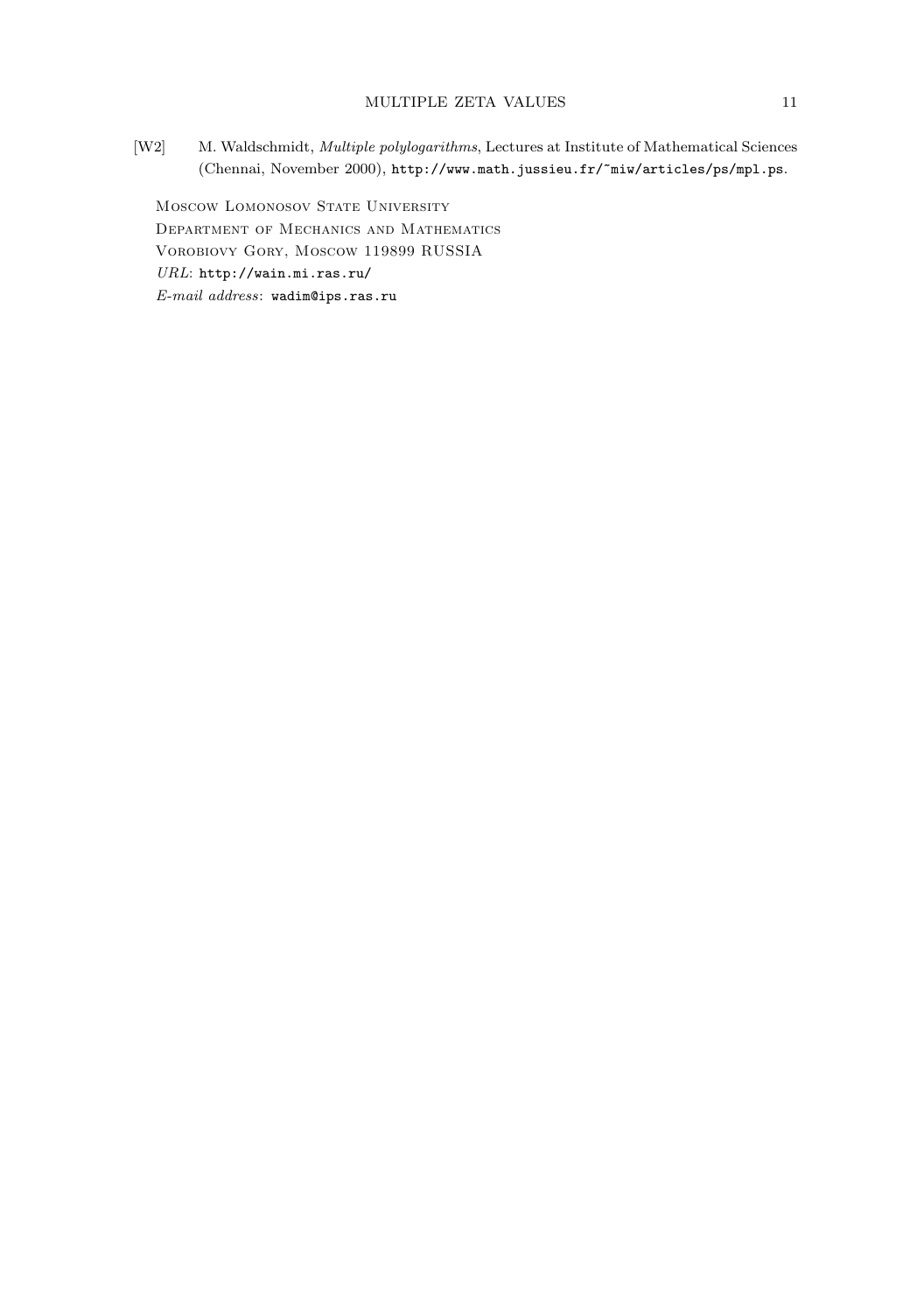[W2] M. Waldschmidt, *Multiple polylogarithms*, Lectures at Institute of Mathematical Sciences (Chennai, November 2000), http://www.math.jussieu.fr/~miw/articles/ps/mpl.ps.

Moscow Lomonosov State University
Department of Mechanics and Mathematics
Vorobiovy Gory, Moscow 119899 RUSSIA
*URL*: http://wain.mi.ras.ru/
*E-mail address*: wadim@ips.ras.ru